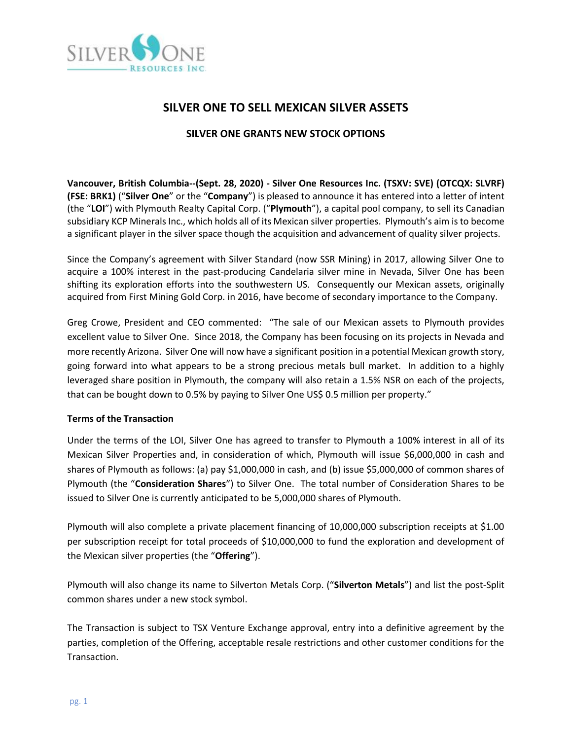# SILVER ONE TO SELL MEXICAN SILVER ASSETS

## SILVER ONE GRANTS NEW STOCK OPTIONS

**Vancouver, British Columbia--(Sept. 28, 2020) - Silver One Resources Inc. (TSXV: SVE) (OTCQX: SLVRF) (FSE: BRK1)** ("**Silver One**" or the "**Company**") is pleased to announce it has entered into a letter of intent (the "**LOI**") with Plymouth Realty Capital Corp. ("**Plymouth**"), a capital pool company, to sell its Canadian subsidiary KCP Minerals Inc., which holds all of its Mexican silver properties. Plymouth's aim is to become a significant player in the silver space though the acquisition and advancement of quality silver projects.

Since the Company's agreement with Silver Standard (now SSR Mining) in 2017, allowing Silver One to acquire a 100% interest in the past-producing Candelaria silver mine in Nevada, Silver One has been shifting its exploration efforts into the southwestern US. Consequently our Mexican assets, originally acquired from First Mining Gold Corp. in 2016, have become of secondary importance to the Company.

Greg Crowe, President and CEO commented: "The sale of our Mexican assets to Plymouth provides excellent value to Silver One. Since 2018, the Company has been focusing on its projects in Nevada and more recently Arizona. Silver One will now have a significant position in a potential Mexican growth story, going forward into what appears to be a strong precious metals bull market. In addition to a highly leveraged share position in Plymouth, the company will also retain a 1.5% NSR on each of the projects, that can be bought down to 0.5% by paying to Silver One US$ 0.5 million per property."

**Terms of the Transaction**

Under the terms of the LOI, Silver One has agreed to transfer to Plymouth a 100% interest in all of its Mexican Silver Properties and, in consideration of which, Plymouth will issue $6,000,000 in cash and shares of Plymouth as follows: (a) pay $1,000,000 in cash, and (b) issue $5,000,000 of common shares of Plymouth (the "**Consideration Shares**") to Silver One. The total number of Consideration Shares to be issued to Silver One is currently anticipated to be 5,000,000 shares of Plymouth.

Plymouth will also complete a private placement financing of 10,000,000 subscription receipts at $1.00 per subscription receipt for total proceeds of $10,000,000 to fund the exploration and development of the Mexican silver properties (the "**Offering**").

Plymouth will also change its name to Silverton Metals Corp. ("**Silverton Metals**") and list the post-Split common shares under a new stock symbol.

The Transaction is subject to TSX Venture Exchange approval, entry into a definitive agreement by the parties, completion of the Offering, acceptable resale restrictions and other customer conditions for the Transaction.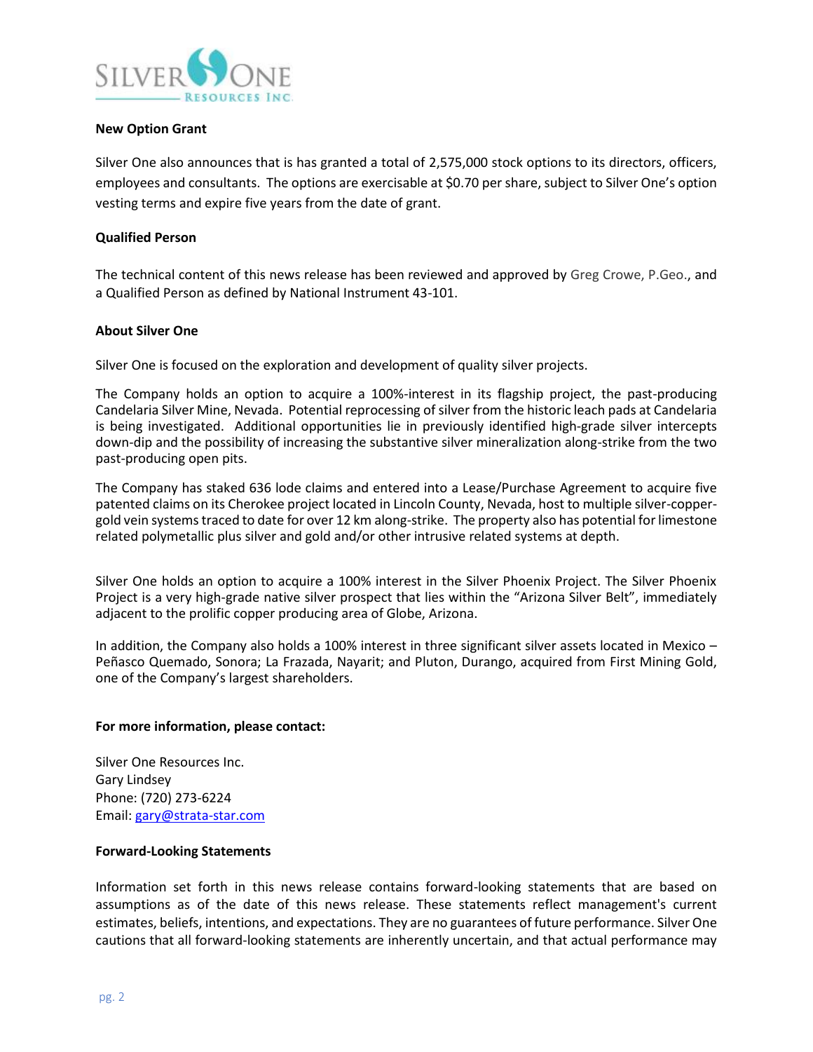**New Option Grant**

Silver One also announces that is has granted a total of 2,575,000 stock options to its directors, officers, employees and consultants. The options are exercisable at $0.70 per share, subject to Silver One's option vesting terms and expire five years from the date of grant.

**Qualified Person**

The technical content of this news release has been reviewed and approved by Greg Crowe, P.Geo., and a Qualified Person as defined by National Instrument 43-101.

**About Silver One**

Silver One is focused on the exploration and development of quality silver projects.

The Company holds an option to acquire a 100%-interest in its flagship project, the past-producing Candelaria Silver Mine, Nevada. Potential reprocessing of silver from the historic leach pads at Candelaria is being investigated. Additional opportunities lie in previously identified high-grade silver intercepts down-dip and the possibility of increasing the substantive silver mineralization along-strike from the two past-producing open pits.

The Company has staked 636 lode claims and entered into a Lease/Purchase Agreement to acquire five patented claims on its Cherokee project located in Lincoln County, Nevada, host to multiple silver-copper-gold vein systems traced to date for over 12 km along-strike. The property also has potential for limestone related polymetallic plus silver and gold and/or other intrusive related systems at depth.

Silver One holds an option to acquire a 100% interest in the Silver Phoenix Project. The Silver Phoenix Project is a very high-grade native silver prospect that lies within the "Arizona Silver Belt", immediately adjacent to the prolific copper producing area of Globe, Arizona.

In addition, the Company also holds a 100% interest in three significant silver assets located in Mexico – Peñasco Quemado, Sonora; La Frazada, Nayarit; and Pluton, Durango, acquired from First Mining Gold, one of the Company's largest shareholders.

**For more information, please contact:**

Silver One Resources Inc.
Gary Lindsey
Phone: (720) 273-6224
Email: gary@strata-star.com

**Forward-Looking Statements**

Information set forth in this news release contains forward-looking statements that are based on assumptions as of the date of this news release. These statements reflect management's current estimates, beliefs, intentions, and expectations. They are no guarantees of future performance. Silver One cautions that all forward-looking statements are inherently uncertain, and that actual performance may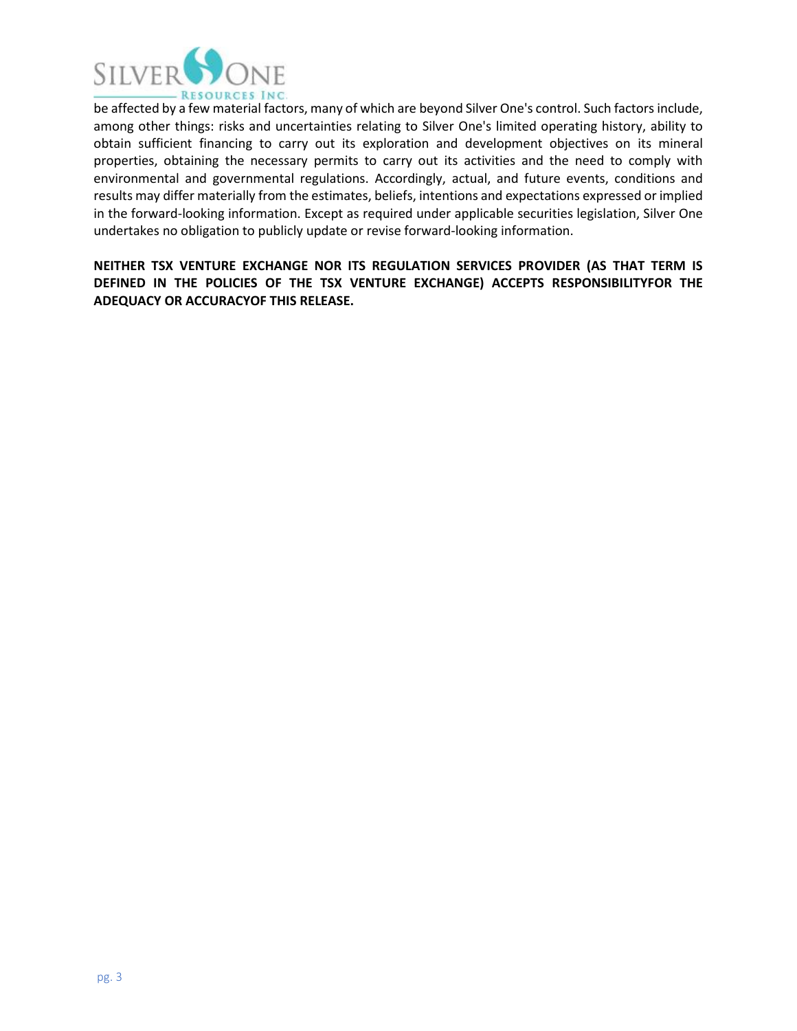be affected by a few material factors, many of which are beyond Silver One's control. Such factors include, among other things: risks and uncertainties relating to Silver One's limited operating history, ability to obtain sufficient financing to carry out its exploration and development objectives on its mineral properties, obtaining the necessary permits to carry out its activities and the need to comply with environmental and governmental regulations. Accordingly, actual, and future events, conditions and results may differ materially from the estimates, beliefs, intentions and expectations expressed or implied in the forward-looking information. Except as required under applicable securities legislation, Silver One undertakes no obligation to publicly update or revise forward-looking information.

**NEITHER TSX VENTURE EXCHANGE NOR ITS REGULATION SERVICES PROVIDER (AS THAT TERM IS DEFINED IN THE POLICIES OF THE TSX VENTURE EXCHANGE) ACCEPTS RESPONSIBILITYFOR THE ADEQUACY OR ACCURACYOF THIS RELEASE.**